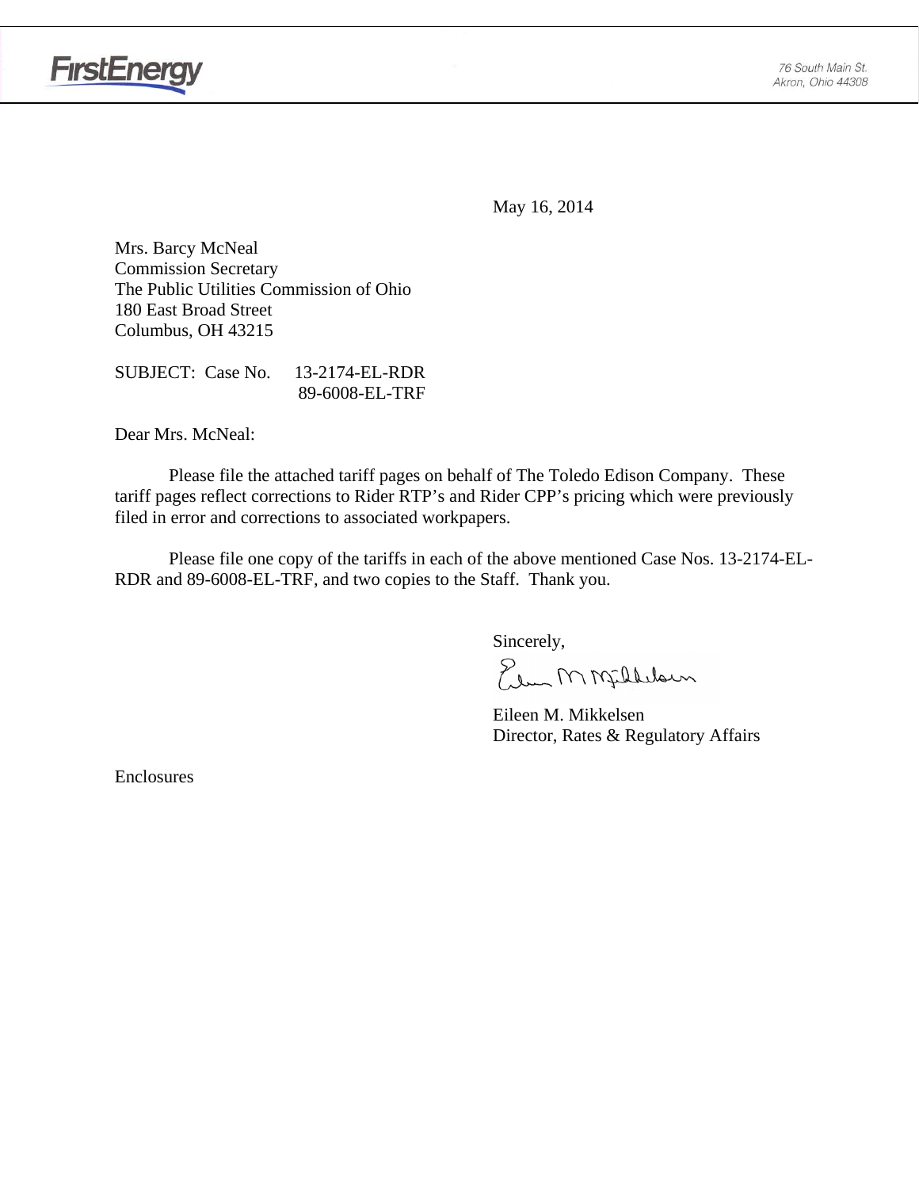FirstEnergy

76 South Main St.
Akron, Ohio 44308

May 16, 2014

Mrs. Barcy McNeal
Commission Secretary
The Public Utilities Commission of Ohio
180 East Broad Street
Columbus, OH 43215

SUBJECT: Case No. 13-2174-EL-RDR
89-6008-EL-TRF

Dear Mrs. McNeal:

Please file the attached tariff pages on behalf of The Toledo Edison Company. These tariff pages reflect corrections to Rider RTP's and Rider CPP's pricing which were previously filed in error and corrections to associated workpapers.

Please file one copy of the tariffs in each of the above mentioned Case Nos. 13-2174-EL-RDR and 89-6008-EL-TRF, and two copies to the Staff. Thank you.

Sincerely,

Eileen M. Mikkelsen
Director, Rates & Regulatory Affairs

Enclosures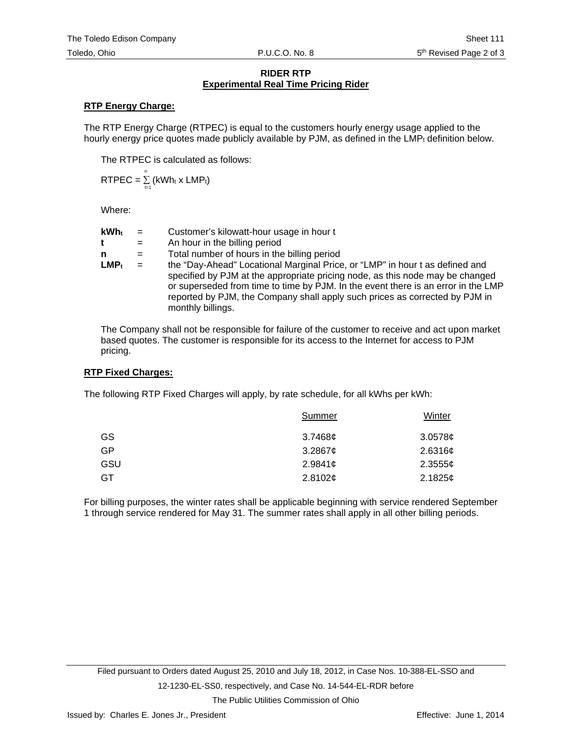## RIDER RTP
## Experimental Real Time Pricing Rider

**RTP Energy Charge:**

The RTP Energy Charge (RTPEC) is equal to the customers hourly energy usage applied to the hourly energy price quotes made publicly available by PJM, as defined in the $LMP_t$ definition below.

The RTPEC is calculated as follows:

$$RTPEC = \sum_{t=1}^{n} (kWh_t \times LMP_t)$$

Where:

| | | |
|---|---|---|
| $\mathbf{kWh_t}$ | = | Customer's kilowatt-hour usage in hour t |
| **t** | = | An hour in the billing period |
| **n** | = | Total number of hours in the billing period |
| $\mathbf{LMP_t}$ | = | the "Day-Ahead" Locational Marginal Price, or "LMP" in hour t as defined and specified by PJM at the appropriate pricing node, as this node may be changed or superseded from time to time by PJM. In the event there is an error in the LMP reported by PJM, the Company shall apply such prices as corrected by PJM in monthly billings. |

The Company shall not be responsible for failure of the customer to receive and act upon market based quotes. The customer is responsible for its access to the Internet for access to PJM pricing.

**RTP Fixed Charges:**

The following RTP Fixed Charges will apply, by rate schedule, for all kWhs per kWh:

| | Summer | Winter |
|---|---|---|
| GS | 3.7468¢ | 3.0578¢ |
| GP | 3.2867¢ | 2.6316¢ |
| GSU | 2.9841¢ | 2.3555¢ |
| GT | 2.8102¢ | 2.1825¢ |

For billing purposes, the winter rates shall be applicable beginning with service rendered September 1 through service rendered for May 31. The summer rates shall apply in all other billing periods.

Filed pursuant to Orders dated August 25, 2010 and July 18, 2012, in Case Nos. 10-388-EL-SSO and 12-1230-EL-SS0, respectively, and Case No. 14-544-EL-RDR before The Public Utilities Commission of Ohio

Issued by: Charles E. Jones Jr., President

Effective: June 1, 2014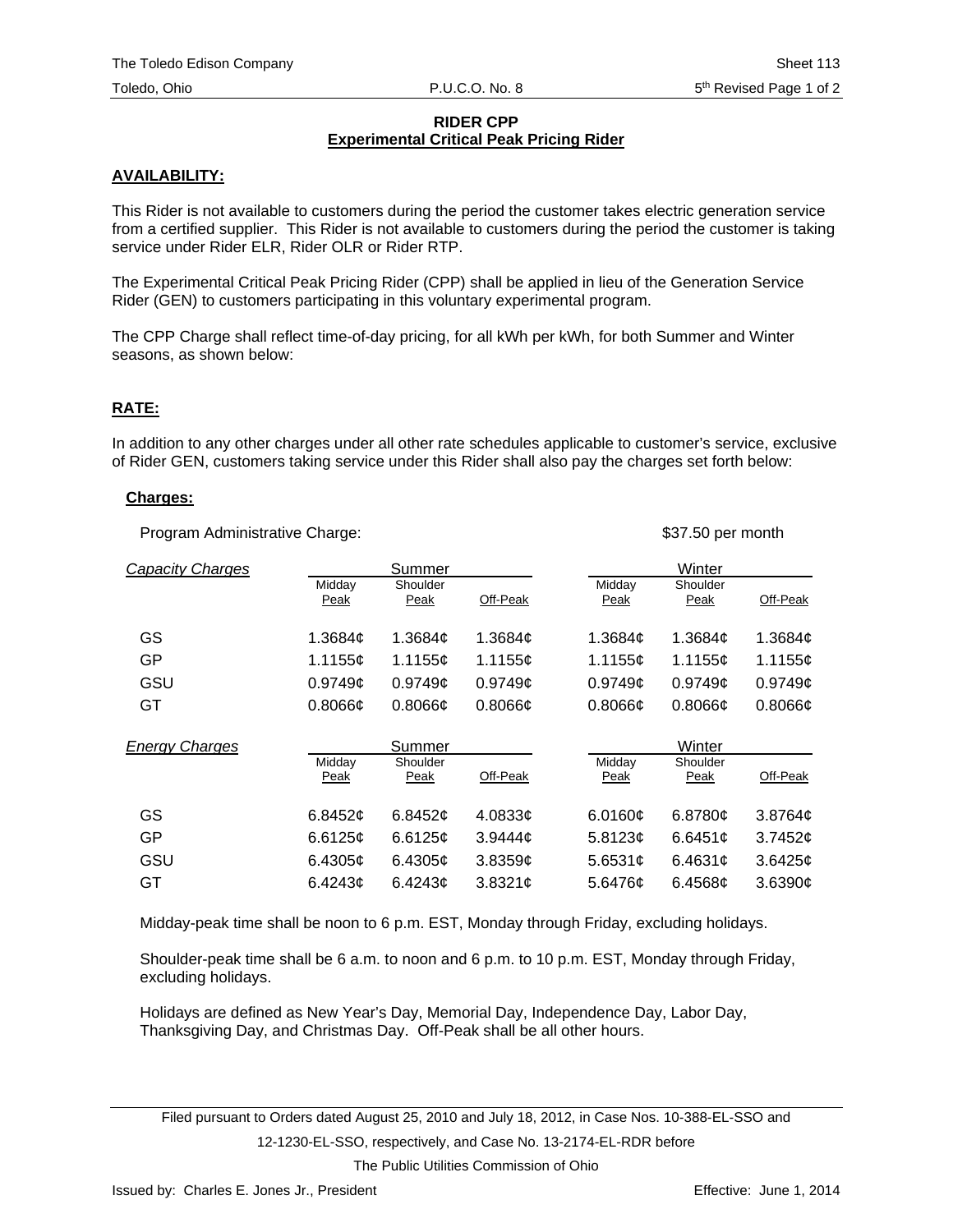**RIDER CPP**
**Experimental Critical Peak Pricing Rider**

**AVAILABILITY:**

This Rider is not available to customers during the period the customer takes electric generation service from a certified supplier. This Rider is not available to customers during the period the customer is taking service under Rider ELR, Rider OLR or Rider RTP.

The Experimental Critical Peak Pricing Rider (CPP) shall be applied in lieu of the Generation Service Rider (GEN) to customers participating in this voluntary experimental program.

The CPP Charge shall reflect time-of-day pricing, for all kWh per kWh, for both Summer and Winter seasons, as shown below:

**RATE:**

In addition to any other charges under all other rate schedules applicable to customer's service, exclusive of Rider GEN, customers taking service under this Rider shall also pay the charges set forth below:

**Charges:**

Program Administrative Charge: $37.50 per month

| *Capacity Charges* | Summer | | | Winter | | |
|---|---|---|---|---|---|---|
| | Midday Peak | Shoulder Peak | Off-Peak | Midday Peak | Shoulder Peak | Off-Peak |
| GS | 1.3684¢ | 1.3684¢ | 1.3684¢ | 1.3684¢ | 1.3684¢ | 1.3684¢ |
| GP | 1.1155¢ | 1.1155¢ | 1.1155¢ | 1.1155¢ | 1.1155¢ | 1.1155¢ |
| GSU | 0.9749¢ | 0.9749¢ | 0.9749¢ | 0.9749¢ | 0.9749¢ | 0.9749¢ |
| GT | 0.8066¢ | 0.8066¢ | 0.8066¢ | 0.8066¢ | 0.8066¢ | 0.8066¢ |

| *Energy Charges* | Summer | | | Winter | | |
|---|---|---|---|---|---|---|
| | Midday Peak | Shoulder Peak | Off-Peak | Midday Peak | Shoulder Peak | Off-Peak |
| GS | 6.8452¢ | 6.8452¢ | 4.0833¢ | 6.0160¢ | 6.8780¢ | 3.8764¢ |
| GP | 6.6125¢ | 6.6125¢ | 3.9444¢ | 5.8123¢ | 6.6451¢ | 3.7452¢ |
| GSU | 6.4305¢ | 6.4305¢ | 3.8359¢ | 5.6531¢ | 6.4631¢ | 3.6425¢ |
| GT | 6.4243¢ | 6.4243¢ | 3.8321¢ | 5.6476¢ | 6.4568¢ | 3.6390¢ |

Midday-peak time shall be noon to 6 p.m. EST, Monday through Friday, excluding holidays.

Shoulder-peak time shall be 6 a.m. to noon and 6 p.m. to 10 p.m. EST, Monday through Friday, excluding holidays.

Holidays are defined as New Year's Day, Memorial Day, Independence Day, Labor Day, Thanksgiving Day, and Christmas Day. Off-Peak shall be all other hours.

Filed pursuant to Orders dated August 25, 2010 and July 18, 2012, in Case Nos. 10-388-EL-SSO and 12-1230-EL-SSO, respectively, and Case No. 13-2174-EL-RDR before The Public Utilities Commission of Ohio

Issued by: Charles E. Jones Jr., President Effective: June 1, 2014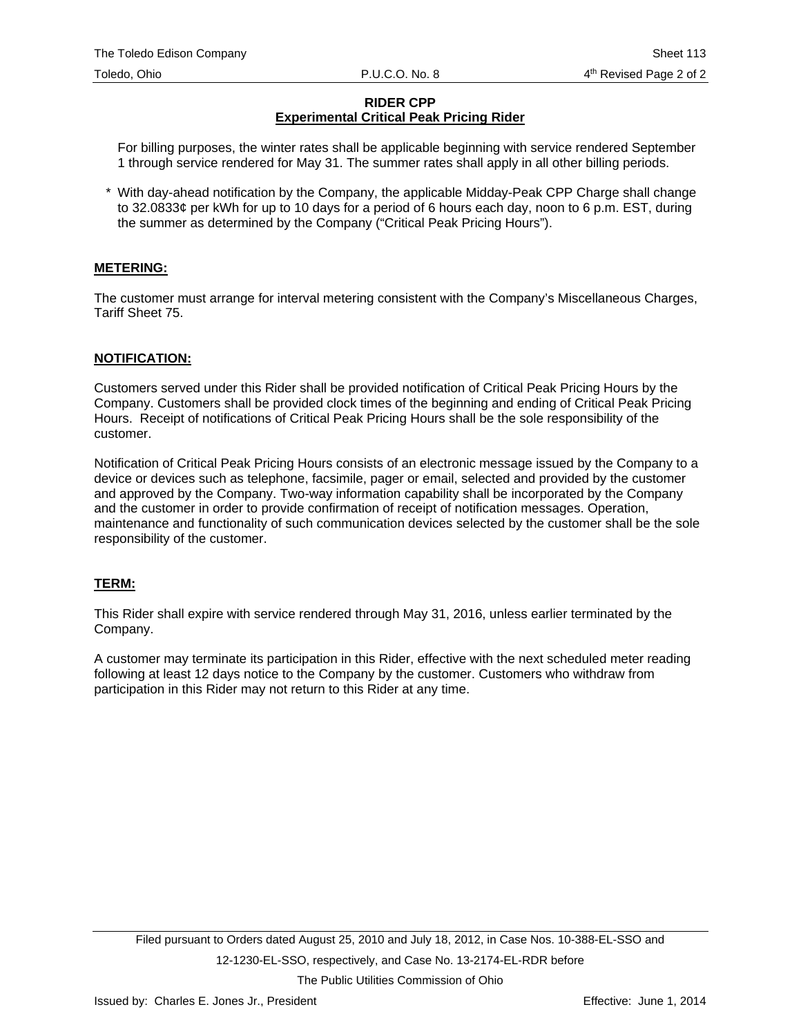**RIDER CPP**
**Experimental Critical Peak Pricing Rider**

For billing purposes, the winter rates shall be applicable beginning with service rendered September 1 through service rendered for May 31. The summer rates shall apply in all other billing periods.

* With day-ahead notification by the Company, the applicable Midday-Peak CPP Charge shall change to 32.0833¢ per kWh for up to 10 days for a period of 6 hours each day, noon to 6 p.m. EST, during the summer as determined by the Company ("Critical Peak Pricing Hours").

## METERING:

The customer must arrange for interval metering consistent with the Company's Miscellaneous Charges, Tariff Sheet 75.

## NOTIFICATION:

Customers served under this Rider shall be provided notification of Critical Peak Pricing Hours by the Company. Customers shall be provided clock times of the beginning and ending of Critical Peak Pricing Hours. Receipt of notifications of Critical Peak Pricing Hours shall be the sole responsibility of the customer.

Notification of Critical Peak Pricing Hours consists of an electronic message issued by the Company to a device or devices such as telephone, facsimile, pager or email, selected and provided by the customer and approved by the Company. Two-way information capability shall be incorporated by the Company and the customer in order to provide confirmation of receipt of notification messages. Operation, maintenance and functionality of such communication devices selected by the customer shall be the sole responsibility of the customer.

## TERM:

This Rider shall expire with service rendered through May 31, 2016, unless earlier terminated by the Company.

A customer may terminate its participation in this Rider, effective with the next scheduled meter reading following at least 12 days notice to the Company by the customer. Customers who withdraw from participation in this Rider may not return to this Rider at any time.

Filed pursuant to Orders dated August 25, 2010 and July 18, 2012, in Case Nos. 10-388-EL-SSO and 12-1230-EL-SSO, respectively, and Case No. 13-2174-EL-RDR before The Public Utilities Commission of Ohio

Issued by: Charles E. Jones Jr., President

Effective: June 1, 2014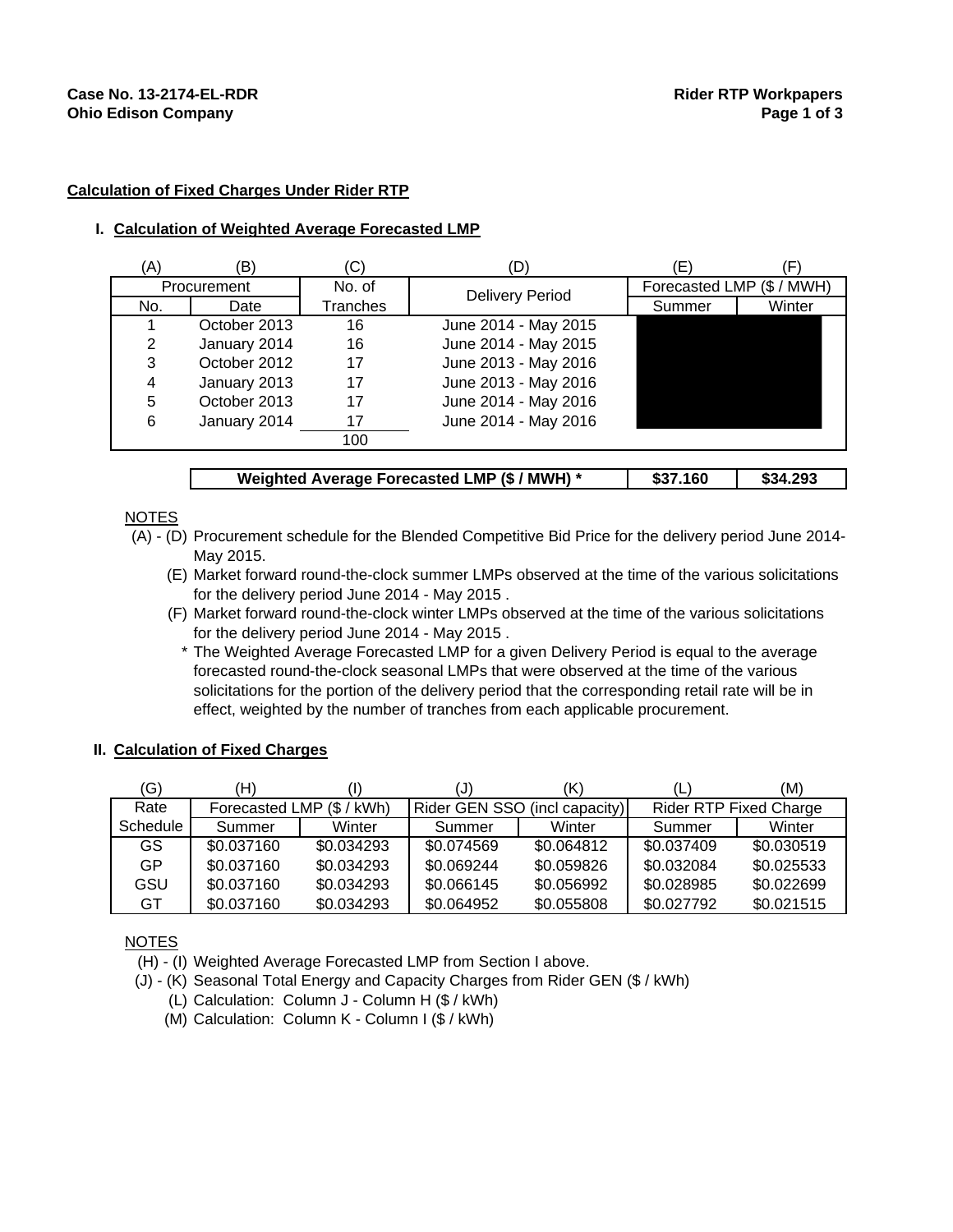Case No. 13-2174-EL-RDR
Ohio Edison Company

Rider RTP Workpapers

## Calculation of Fixed Charges Under Rider RTP

### I. Calculation of Weighted Average Forecasted LMP

| (A) | (B) | (C) | (D) | (E) | (F) |
|---|---|---|---|---|---|
| Procurement | | No. of | Delivery Period | Forecasted LMP ($ / MWH) | |
| No. | Date | Tranches | | Summer | Winter |
| 1 | October 2013 | 16 | June 2014 - May 2015 | | |
| 2 | January 2014 | 16 | June 2014 - May 2015 | | |
| 3 | October 2012 | 17 | June 2013 - May 2016 | | |
| 4 | January 2013 | 17 | June 2013 - May 2016 | | |
| 5 | October 2013 | 17 | June 2014 - May 2016 | | |
| 6 | January 2014 | 17 | June 2014 - May 2016 | | |
| | | 100 | | | |
| | | | **Weighted Average Forecasted LMP ($ / MWH) *** | **$37.160** | **$34.293** |

NOTES

(A) - (D) Procurement schedule for the Blended Competitive Bid Price for the delivery period June 2014-May 2015.

(E) Market forward round-the-clock summer LMPs observed at the time of the various solicitations for the delivery period June 2014 - May 2015 .

(F) Market forward round-the-clock winter LMPs observed at the time of the various solicitations for the delivery period June 2014 - May 2015 .

\* The Weighted Average Forecasted LMP for a given Delivery Period is equal to the average forecasted round-the-clock seasonal LMPs that were observed at the time of the various solicitations for the portion of the delivery period that the corresponding retail rate will be in effect, weighted by the number of tranches from each applicable procurement.

### II. Calculation of Fixed Charges

| (G) | (H) | (I) | (J) | (K) | (L) | (M) |
|---|---|---|---|---|---|---|
| Rate | Forecasted LMP ($ / kWh) | | Rider GEN SSO (incl capacity) | | Rider RTP Fixed Charge | |
| Schedule | Summer | Winter | Summer | Winter | Summer | Winter |
| GS | $0.037160 | $0.034293 | $0.074569 | $0.064812 | $0.037409 | $0.030519 |
| GP | $0.037160 | $0.034293 | $0.069244 | $0.059826 | $0.032084 | $0.025533 |
| GSU | $0.037160 | $0.034293 | $0.066145 | $0.056992 | $0.028985 | $0.022699 |
| GT | $0.037160 | $0.034293 | $0.064952 | $0.055808 | $0.027792 | $0.021515 |

NOTES

(H) - (I) Weighted Average Forecasted LMP from Section I above.

(J) - (K) Seasonal Total Energy and Capacity Charges from Rider GEN ($ / kWh)

(L) Calculation: Column J - Column H ($ / kWh)

(M) Calculation: Column K - Column I ($ / kWh)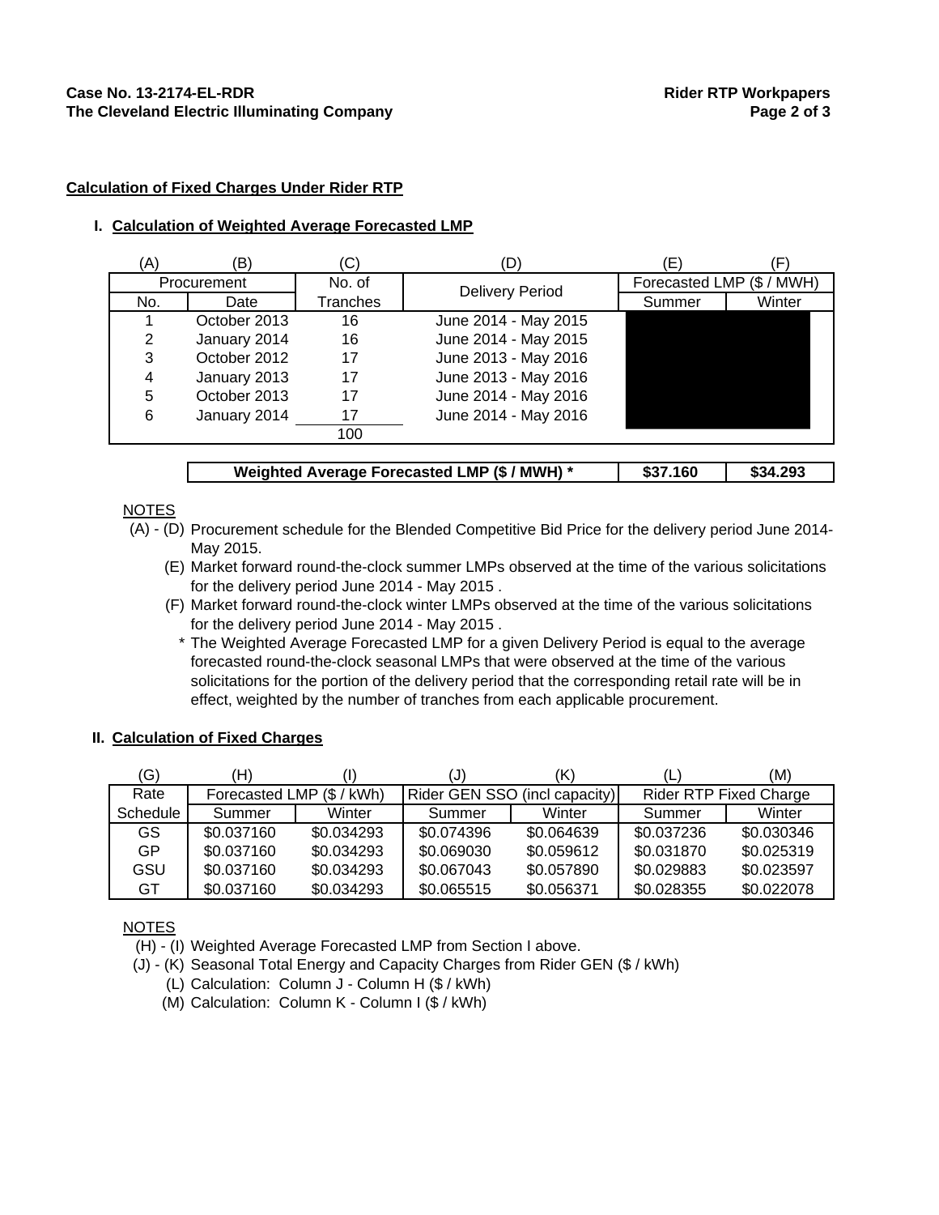**Case No. 13-2174-EL-RDR**
**The Cleveland Electric Illuminating Company**

**Rider RTP Workpapers**

## Calculation of Fixed Charges Under Rider RTP

### I. Calculation of Weighted Average Forecasted LMP

| (A) | (B) | (C) | (D) | (E) | (F) |
|---|---|---|---|---|---|
| Procurement | | No. of | Delivery Period | Forecasted LMP ($ / MWH) | |
| No. | Date | Tranches | | Summer | Winter |
| 1 | October 2013 | 16 | June 2014 - May 2015 | | |
| 2 | January 2014 | 16 | June 2014 - May 2015 | | |
| 3 | October 2012 | 17 | June 2013 - May 2016 | | |
| 4 | January 2013 | 17 | June 2013 - May 2016 | | |
| 5 | October 2013 | 17 | June 2014 - May 2016 | | |
| 6 | January 2014 | 17 | June 2014 - May 2016 | | |
| | | 100 | | | |
| | | | **Weighted Average Forecasted LMP ($ / MWH) *** | **$37.160** | **$34.293** |

NOTES

(A) - (D) Procurement schedule for the Blended Competitive Bid Price for the delivery period June 2014-May 2015.

(E) Market forward round-the-clock summer LMPs observed at the time of the various solicitations for the delivery period June 2014 - May 2015 .

(F) Market forward round-the-clock winter LMPs observed at the time of the various solicitations for the delivery period June 2014 - May 2015 .

* The Weighted Average Forecasted LMP for a given Delivery Period is equal to the average forecasted round-the-clock seasonal LMPs that were observed at the time of the various solicitations for the portion of the delivery period that the corresponding retail rate will be in effect, weighted by the number of tranches from each applicable procurement.

### II. Calculation of Fixed Charges

| (G) | (H) | (I) | (J) | (K) | (L) | (M) |
|---|---|---|---|---|---|---|
| Rate | Forecasted LMP ($ / kWh) | | Rider GEN SSO (incl capacity) | | Rider RTP Fixed Charge | |
| Schedule | Summer | Winter | Summer | Winter | Summer | Winter |
| GS | $0.037160 | $0.034293 | $0.074396 | $0.064639 | $0.037236 | $0.030346 |
| GP | $0.037160 | $0.034293 | $0.069030 | $0.059612 | $0.031870 | $0.025319 |
| GSU | $0.037160 | $0.034293 | $0.067043 | $0.057890 | $0.029883 | $0.023597 |
| GT | $0.037160 | $0.034293 | $0.065515 | $0.056371 | $0.028355 | $0.022078 |

NOTES

(H) - (I) Weighted Average Forecasted LMP from Section I above.

(J) - (K) Seasonal Total Energy and Capacity Charges from Rider GEN ($ / kWh)

(L) Calculation: Column J - Column H ($ / kWh)

(M) Calculation: Column K - Column I ($ / kWh)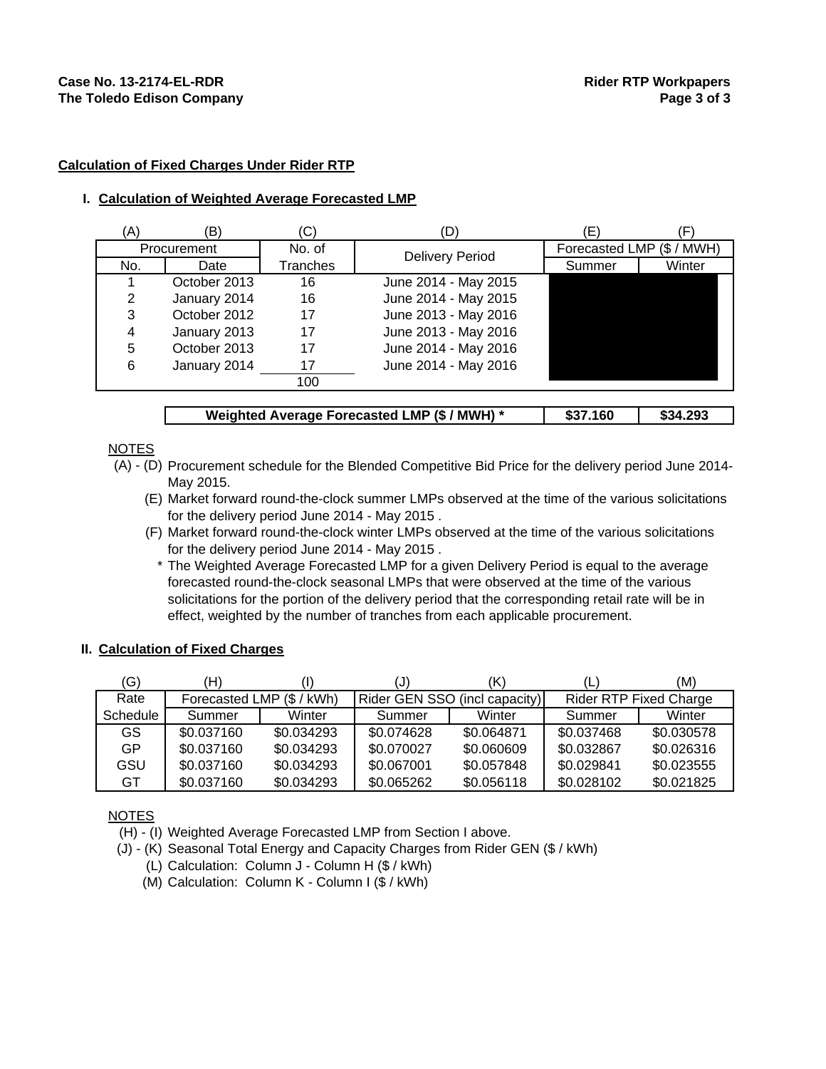Case No. 13-2174-EL-RDR
The Toledo Edison Company

Rider RTP Workpapers
Page 3 of 3

**Calculation of Fixed Charges Under Rider RTP**

## I. Calculation of Weighted Average Forecasted LMP

| (A) | (B) | (C) | (D) | (E) | (F) |
|---|---|---|---|---|---|
| Procurement | | No. of | Delivery Period | Forecasted LMP ($ / MWH) | |
| No. | Date | Tranches | | Summer | Winter |
| 1 | October 2013 | 16 | June 2014 - May 2015 | | |
| 2 | January 2014 | 16 | June 2014 - May 2015 | | |
| 3 | October 2012 | 17 | June 2013 - May 2016 | | |
| 4 | January 2013 | 17 | June 2013 - May 2016 | | |
| 5 | October 2013 | 17 | June 2014 - May 2016 | | |
| 6 | January 2014 | 17 | June 2014 - May 2016 | | |
| | | 100 | | | |
| | | | **Weighted Average Forecasted LMP ($ / MWH) *** | **$37.160** | **$34.293** |

NOTES

(A) - (D) Procurement schedule for the Blended Competitive Bid Price for the delivery period June 2014-May 2015.

(E) Market forward round-the-clock summer LMPs observed at the time of the various solicitations for the delivery period June 2014 - May 2015 .

(F) Market forward round-the-clock winter LMPs observed at the time of the various solicitations for the delivery period June 2014 - May 2015 .

\* The Weighted Average Forecasted LMP for a given Delivery Period is equal to the average forecasted round-the-clock seasonal LMPs that were observed at the time of the various solicitations for the portion of the delivery period that the corresponding retail rate will be in effect, weighted by the number of tranches from each applicable procurement.

## II. Calculation of Fixed Charges

| (G) | (H) | (I) | (J) | (K) | (L) | (M) |
|---|---|---|---|---|---|---|
| Rate | Forecasted LMP ($ / kWh) | | Rider GEN SSO (incl capacity) | | Rider RTP Fixed Charge | |
| Schedule | Summer | Winter | Summer | Winter | Summer | Winter |
| GS | $0.037160 | $0.034293 | $0.074628 | $0.064871 | $0.037468 | $0.030578 |
| GP | $0.037160 | $0.034293 | $0.070027 | $0.060609 | $0.032867 | $0.026316 |
| GSU | $0.037160 | $0.034293 | $0.067001 | $0.057848 | $0.029841 | $0.023555 |
| GT | $0.037160 | $0.034293 | $0.065262 | $0.056118 | $0.028102 | $0.021825 |

NOTES

(H) - (I) Weighted Average Forecasted LMP from Section I above.

(J) - (K) Seasonal Total Energy and Capacity Charges from Rider GEN ($ / kWh)

(L) Calculation: Column J - Column H ($ / kWh)

(M) Calculation: Column K - Column I ($ / kWh)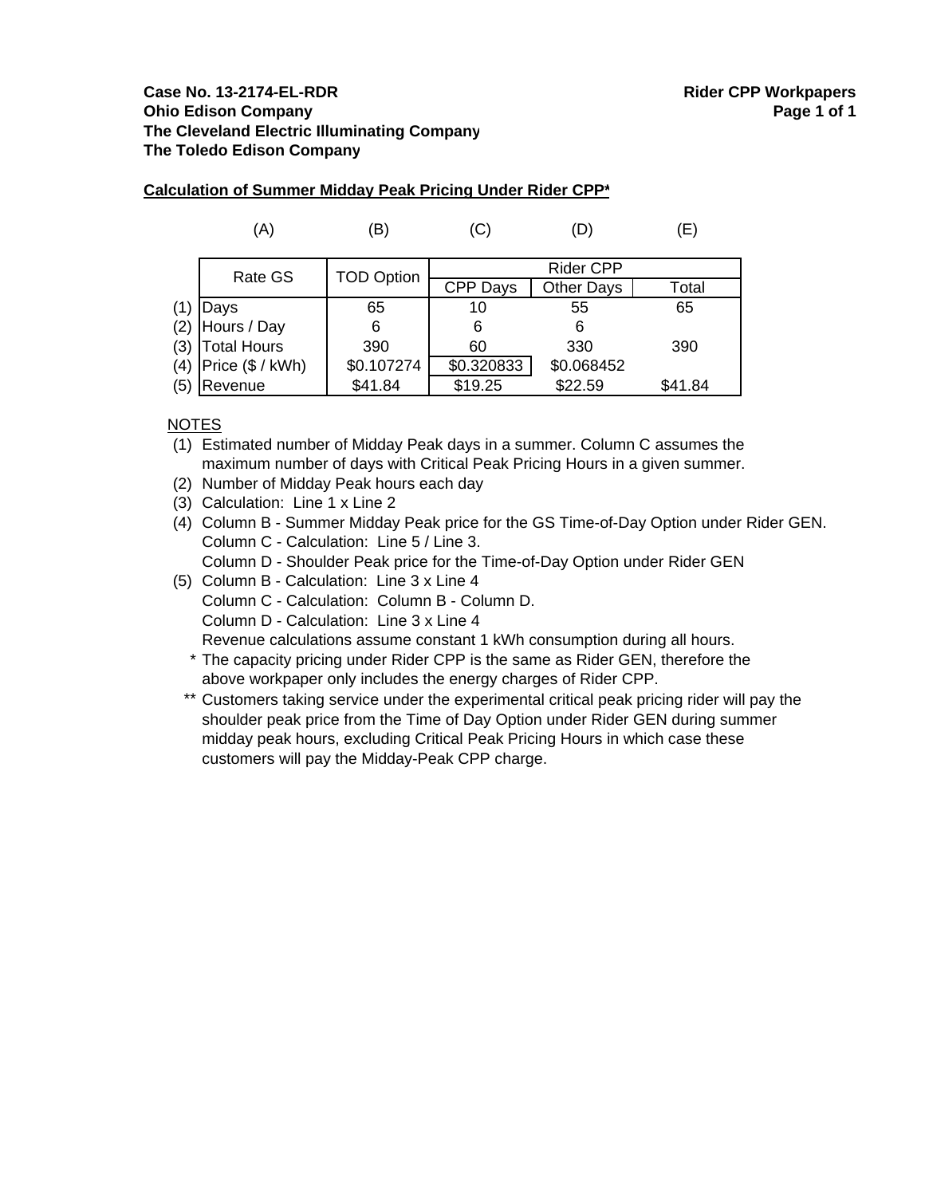**Case No. 13-2174-EL-RDR**
**Ohio Edison Company**
**The Cleveland Electric Illuminating Company**
**The Toledo Edison Company**

**Rider CPP Workpapers**

## Calculation of Summer Midday Peak Pricing Under Rider CPP*

| | (A) | (B) | (C) | (D) | (E) |
|---|---|---|---|---|---|
| | Rate GS | TOD Option | Rider CPP | | |
| | | | CPP Days | Other Days | Total |
| (1) | Days | 65 | 10 | 55 | 65 |
| (2) | Hours / Day | 6 | 6 | 6 | |
| (3) | Total Hours | 390 | 60 | 330 | 390 |
| (4) | Price ($ / kWh) | $0.107274 | $0.320833 | $0.068452 | |
| (5) | Revenue | $41.84 | $19.25 | $22.59 | $41.84 |

NOTES

(1) Estimated number of Midday Peak days in a summer. Column C assumes the maximum number of days with Critical Peak Pricing Hours in a given summer.

(2) Number of Midday Peak hours each day

(3) Calculation: Line 1 x Line 2

(4) Column B - Summer Midday Peak price for the GS Time-of-Day Option under Rider GEN.
Column C - Calculation: Line 5 / Line 3.
Column D - Shoulder Peak price for the Time-of-Day Option under Rider GEN

(5) Column B - Calculation: Line 3 x Line 4
Column C - Calculation: Column B - Column D.
Column D - Calculation: Line 3 x Line 4
Revenue calculations assume constant 1 kWh consumption during all hours.

\* The capacity pricing under Rider CPP is the same as Rider GEN, therefore the above workpaper only includes the energy charges of Rider CPP.

\** Customers taking service under the experimental critical peak pricing rider will pay the shoulder peak price from the Time of Day Option under Rider GEN during summer midday peak hours, excluding Critical Peak Pricing Hours in which case these customers will pay the Midday-Peak CPP charge.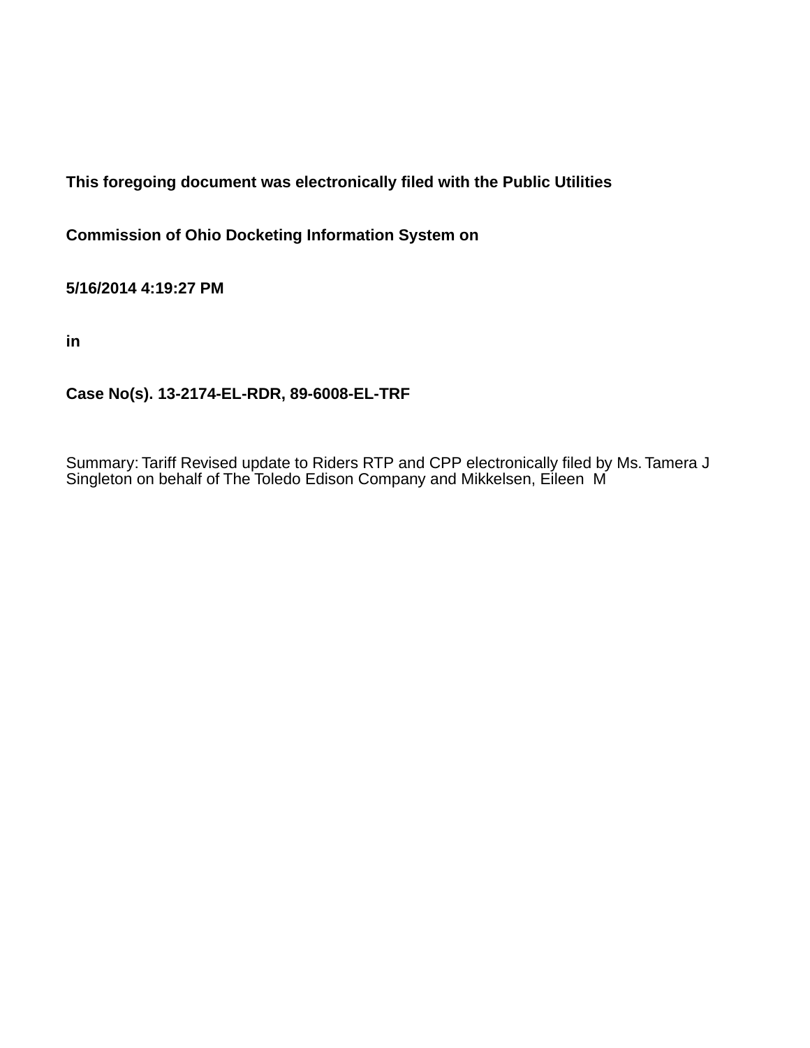**This foregoing document was electronically filed with the Public Utilities**

**Commission of Ohio Docketing Information System on**

**5/16/2014 4:19:27 PM**

**in**

**Case No(s). 13-2174-EL-RDR, 89-6008-EL-TRF**

Summary: Tariff Revised update to Riders RTP and CPP electronically filed by Ms. Tamera J Singleton on behalf of The Toledo Edison Company and Mikkelsen, Eileen M